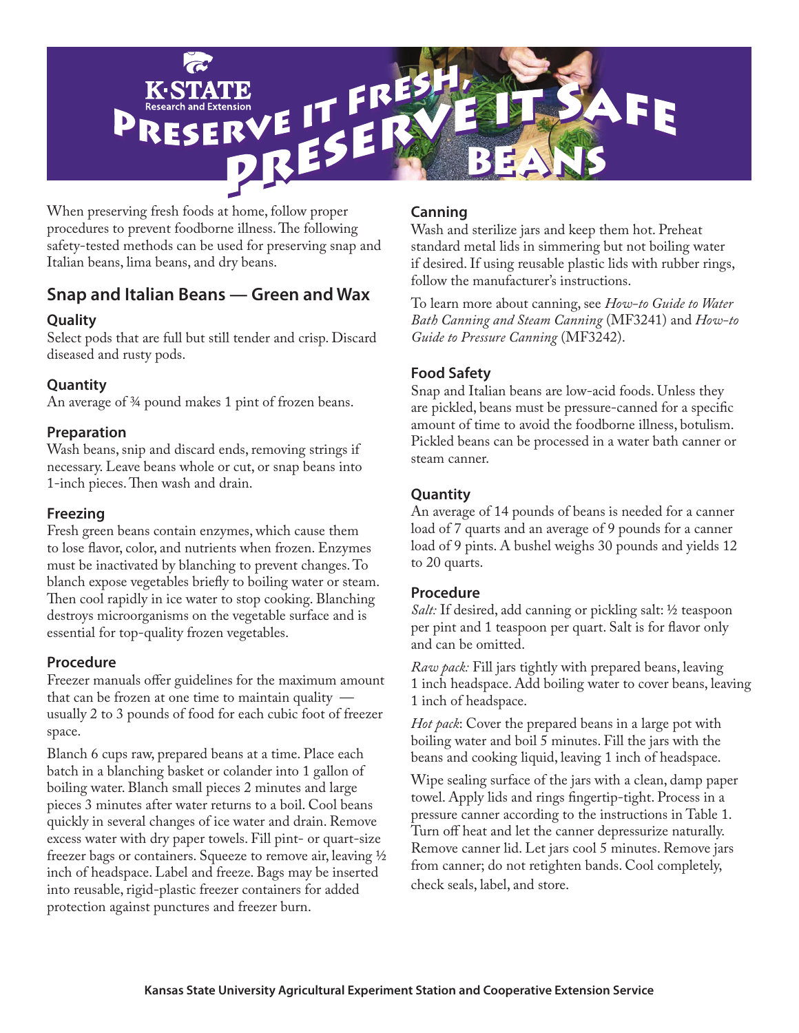# Preserve it Fresh, Preserve it Safe: Beans

K-State Research and Extension

When preserving fresh foods at home, follow proper procedures to prevent foodborne illness. The following safety-tested methods can be used for preserving snap and Italian beans, lima beans, and dry beans.

## Snap and Italian Beans — Green and Wax

### Quality

Select pods that are full but still tender and crisp. Discard diseased and rusty pods.

### Quantity

An average of ¾ pound makes 1 pint of frozen beans.

### Preparation

Wash beans, snip and discard ends, removing strings if necessary. Leave beans whole or cut, or snap beans into 1-inch pieces. Then wash and drain.

### Freezing

Fresh green beans contain enzymes, which cause them to lose flavor, color, and nutrients when frozen. Enzymes must be inactivated by blanching to prevent changes. To blanch expose vegetables briefly to boiling water or steam. Then cool rapidly in ice water to stop cooking. Blanching destroys microorganisms on the vegetable surface and is essential for top-quality frozen vegetables.

### Procedure

Freezer manuals offer guidelines for the maximum amount that can be frozen at one time to maintain quality — usually 2 to 3 pounds of food for each cubic foot of freezer space.

Blanch 6 cups raw, prepared beans at a time. Place each batch in a blanching basket or colander into 1 gallon of boiling water. Blanch small pieces 2 minutes and large pieces 3 minutes after water returns to a boil. Cool beans quickly in several changes of ice water and drain. Remove excess water with dry paper towels. Fill pint- or quart-size freezer bags or containers. Squeeze to remove air, leaving ½ inch of headspace. Label and freeze. Bags may be inserted into reusable, rigid-plastic freezer containers for added protection against punctures and freezer burn.

### Canning

Wash and sterilize jars and keep them hot. Preheat standard metal lids in simmering but not boiling water if desired. If using reusable plastic lids with rubber rings, follow the manufacturer's instructions.

To learn more about canning, see *How-to Guide to Water Bath Canning and Steam Canning* (MF3241) and *How-to Guide to Pressure Canning* (MF3242).

### Food Safety

Snap and Italian beans are low-acid foods. Unless they are pickled, beans must be pressure-canned for a specific amount of time to avoid the foodborne illness, botulism. Pickled beans can be processed in a water bath canner or steam canner.

### Quantity

An average of 14 pounds of beans is needed for a canner load of 7 quarts and an average of 9 pounds for a canner load of 9 pints. A bushel weighs 30 pounds and yields 12 to 20 quarts.

### Procedure

*Salt:* If desired, add canning or pickling salt: ½ teaspoon per pint and 1 teaspoon per quart. Salt is for flavor only and can be omitted.

*Raw pack:* Fill jars tightly with prepared beans, leaving 1 inch headspace. Add boiling water to cover beans, leaving 1 inch of headspace.

*Hot pack*: Cover the prepared beans in a large pot with boiling water and boil 5 minutes. Fill the jars with the beans and cooking liquid, leaving 1 inch of headspace.

Wipe sealing surface of the jars with a clean, damp paper towel. Apply lids and rings fingertip-tight. Process in a pressure canner according to the instructions in Table 1. Turn off heat and let the canner depressurize naturally. Remove canner lid. Let jars cool 5 minutes. Remove jars from canner; do not retighten bands. Cool completely, check seals, label, and store.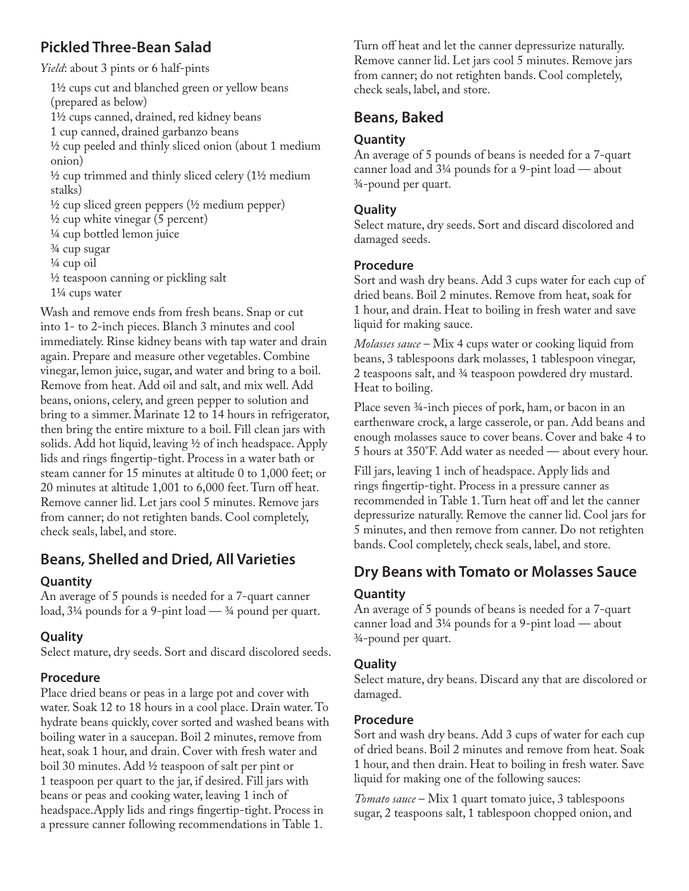## Pickled Three-Bean Salad

*Yield*: about 3 pints or 6 half-pints

- 1½ cups cut and blanched green or yellow beans (prepared as below)
- 1½ cups canned, drained, red kidney beans
- 1 cup canned, drained garbanzo beans
- ½ cup peeled and thinly sliced onion (about 1 medium onion)
- ½ cup trimmed and thinly sliced celery (1½ medium stalks)
- ½ cup sliced green peppers (½ medium pepper)
- ½ cup white vinegar (5 percent)
- ¼ cup bottled lemon juice
- ¾ cup sugar
- ¼ cup oil
- ½ teaspoon canning or pickling salt
- 1¼ cups water

Wash and remove ends from fresh beans. Snap or cut into 1- to 2-inch pieces. Blanch 3 minutes and cool immediately. Rinse kidney beans with tap water and drain again. Prepare and measure other vegetables. Combine vinegar, lemon juice, sugar, and water and bring to a boil. Remove from heat. Add oil and salt, and mix well. Add beans, onions, celery, and green pepper to solution and bring to a simmer. Marinate 12 to 14 hours in refrigerator, then bring the entire mixture to a boil. Fill clean jars with solids. Add hot liquid, leaving ½ of inch headspace. Apply lids and rings fingertip-tight. Process in a water bath or steam canner for 15 minutes at altitude 0 to 1,000 feet; or 20 minutes at altitude 1,001 to 6,000 feet. Turn off heat. Remove canner lid. Let jars cool 5 minutes. Remove jars from canner; do not retighten bands. Cool completely, check seals, label, and store.

## Beans, Shelled and Dried, All Varieties

### Quantity

An average of 5 pounds is needed for a 7-quart canner load, 3¼ pounds for a 9-pint load — ¾ pound per quart.

### Quality

Select mature, dry seeds. Sort and discard discolored seeds.

### Procedure

Place dried beans or peas in a large pot and cover with water. Soak 12 to 18 hours in a cool place. Drain water. To hydrate beans quickly, cover sorted and washed beans with boiling water in a saucepan. Boil 2 minutes, remove from heat, soak 1 hour, and drain. Cover with fresh water and boil 30 minutes. Add ½ teaspoon of salt per pint or 1 teaspoon per quart to the jar, if desired. Fill jars with beans or peas and cooking water, leaving 1 inch of headspace. Apply lids and rings fingertip-tight. Process in a pressure canner following recommendations in Table 1. Turn off heat and let the canner depressurize naturally. Remove canner lid. Let jars cool 5 minutes. Remove jars from canner; do not retighten bands. Cool completely, check seals, label, and store.

## Beans, Baked

### Quantity

An average of 5 pounds of beans is needed for a 7-quart canner load and 3¼ pounds for a 9-pint load — about ¾-pound per quart.

### Quality

Select mature, dry seeds. Sort and discard discolored and damaged seeds.

### Procedure

Sort and wash dry beans. Add 3 cups water for each cup of dried beans. Boil 2 minutes. Remove from heat, soak for 1 hour, and drain. Heat to boiling in fresh water and save liquid for making sauce.

*Molasses sauce* – Mix 4 cups water or cooking liquid from beans, 3 tablespoons dark molasses, 1 tablespoon vinegar, 2 teaspoons salt, and ¾ teaspoon powdered dry mustard. Heat to boiling.

Place seven ¾-inch pieces of pork, ham, or bacon in an earthenware crock, a large casserole, or pan. Add beans and enough molasses sauce to cover beans. Cover and bake 4 to 5 hours at 350˚F. Add water as needed — about every hour.

Fill jars, leaving 1 inch of headspace. Apply lids and rings fingertip-tight. Process in a pressure canner as recommended in Table 1. Turn heat off and let the canner depressurize naturally. Remove the canner lid. Cool jars for 5 minutes, and then remove from canner. Do not retighten bands. Cool completely, check seals, label, and store.

## Dry Beans with Tomato or Molasses Sauce

### Quantity

An average of 5 pounds of beans is needed for a 7-quart canner load and 3¼ pounds for a 9-pint load — about ¾-pound per quart.

### Quality

Select mature, dry beans. Discard any that are discolored or damaged.

### Procedure

Sort and wash dry beans. Add 3 cups of water for each cup of dried beans. Boil 2 minutes and remove from heat. Soak 1 hour, and then drain. Heat to boiling in fresh water. Save liquid for making one of the following sauces:

*Tomato sauce* – Mix 1 quart tomato juice, 3 tablespoons sugar, 2 teaspoons salt, 1 tablespoon chopped onion, and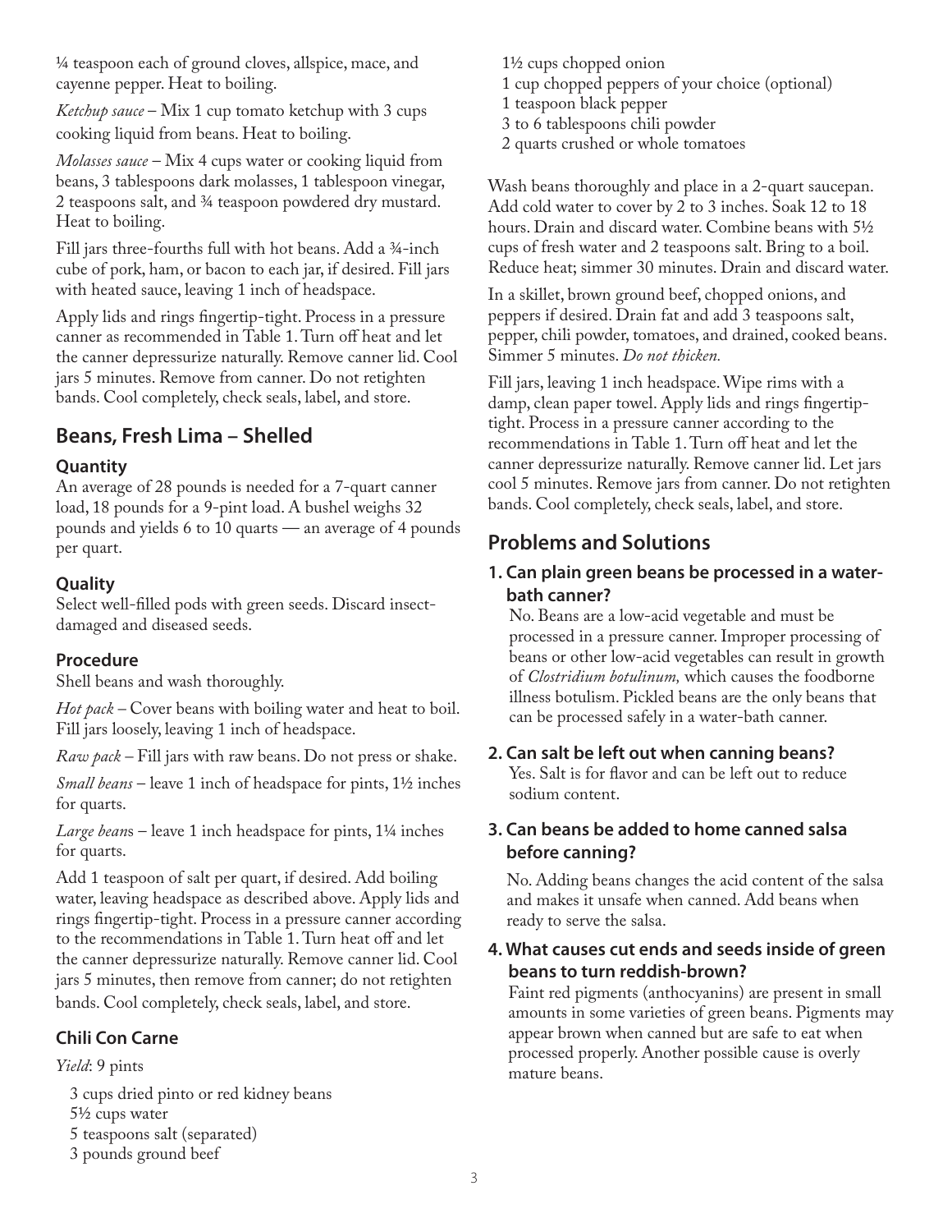¼ teaspoon each of ground cloves, allspice, mace, and cayenne pepper. Heat to boiling.

*Ketchup sauce* – Mix 1 cup tomato ketchup with 3 cups cooking liquid from beans. Heat to boiling.

*Molasses sauce* – Mix 4 cups water or cooking liquid from beans, 3 tablespoons dark molasses, 1 tablespoon vinegar, 2 teaspoons salt, and ¾ teaspoon powdered dry mustard. Heat to boiling.

Fill jars three-fourths full with hot beans. Add a ¾-inch cube of pork, ham, or bacon to each jar, if desired. Fill jars with heated sauce, leaving 1 inch of headspace.

Apply lids and rings fingertip-tight. Process in a pressure canner as recommended in Table 1. Turn off heat and let the canner depressurize naturally. Remove canner lid. Cool jars 5 minutes. Remove from canner. Do not retighten bands. Cool completely, check seals, label, and store.

## Beans, Fresh Lima – Shelled

### Quantity

An average of 28 pounds is needed for a 7-quart canner load, 18 pounds for a 9-pint load. A bushel weighs 32 pounds and yields 6 to 10 quarts — an average of 4 pounds per quart.

### Quality

Select well-filled pods with green seeds. Discard insect-damaged and diseased seeds.

### Procedure

Shell beans and wash thoroughly.

*Hot pack* – Cover beans with boiling water and heat to boil. Fill jars loosely, leaving 1 inch of headspace.

*Raw pack* – Fill jars with raw beans. Do not press or shake.

*Small beans* – leave 1 inch of headspace for pints, 1½ inches for quarts.

*Large beans* – leave 1 inch headspace for pints, 1¼ inches for quarts.

Add 1 teaspoon of salt per quart, if desired. Add boiling water, leaving headspace as described above. Apply lids and rings fingertip-tight. Process in a pressure canner according to the recommendations in Table 1. Turn heat off and let the canner depressurize naturally. Remove canner lid. Cool jars 5 minutes, then remove from canner; do not retighten bands. Cool completely, check seals, label, and store.

### Chili Con Carne

*Yield*: 9 pints

- 3 cups dried pinto or red kidney beans
- 5½ cups water
- 5 teaspoons salt (separated)
- 3 pounds ground beef
- 1½ cups chopped onion
- 1 cup chopped peppers of your choice (optional)
- 1 teaspoon black pepper
- 3 to 6 tablespoons chili powder
- 2 quarts crushed or whole tomatoes

Wash beans thoroughly and place in a 2-quart saucepan. Add cold water to cover by 2 to 3 inches. Soak 12 to 18 hours. Drain and discard water. Combine beans with 5½ cups of fresh water and 2 teaspoons salt. Bring to a boil. Reduce heat; simmer 30 minutes. Drain and discard water.

In a skillet, brown ground beef, chopped onions, and peppers if desired. Drain fat and add 3 teaspoons salt, pepper, chili powder, tomatoes, and drained, cooked beans. Simmer 5 minutes. *Do not thicken.*

Fill jars, leaving 1 inch headspace. Wipe rims with a damp, clean paper towel. Apply lids and rings fingertip-tight. Process in a pressure canner according to the recommendations in Table 1. Turn off heat and let the canner depressurize naturally. Remove canner lid. Let jars cool 5 minutes. Remove jars from canner. Do not retighten bands. Cool completely, check seals, label, and store.

## Problems and Solutions

### 1. Can plain green beans be processed in a water-bath canner?

No. Beans are a low-acid vegetable and must be processed in a pressure canner. Improper processing of beans or other low-acid vegetables can result in growth of *Clostridium botulinum,* which causes the foodborne illness botulism. Pickled beans are the only beans that can be processed safely in a water-bath canner.

### 2. Can salt be left out when canning beans?

Yes. Salt is for flavor and can be left out to reduce sodium content.

### 3. Can beans be added to home canned salsa before canning?

No. Adding beans changes the acid content of the salsa and makes it unsafe when canned. Add beans when ready to serve the salsa.

### 4. What causes cut ends and seeds inside of green beans to turn reddish-brown?

Faint red pigments (anthocyanins) are present in small amounts in some varieties of green beans. Pigments may appear brown when canned but are safe to eat when processed properly. Another possible cause is overly mature beans.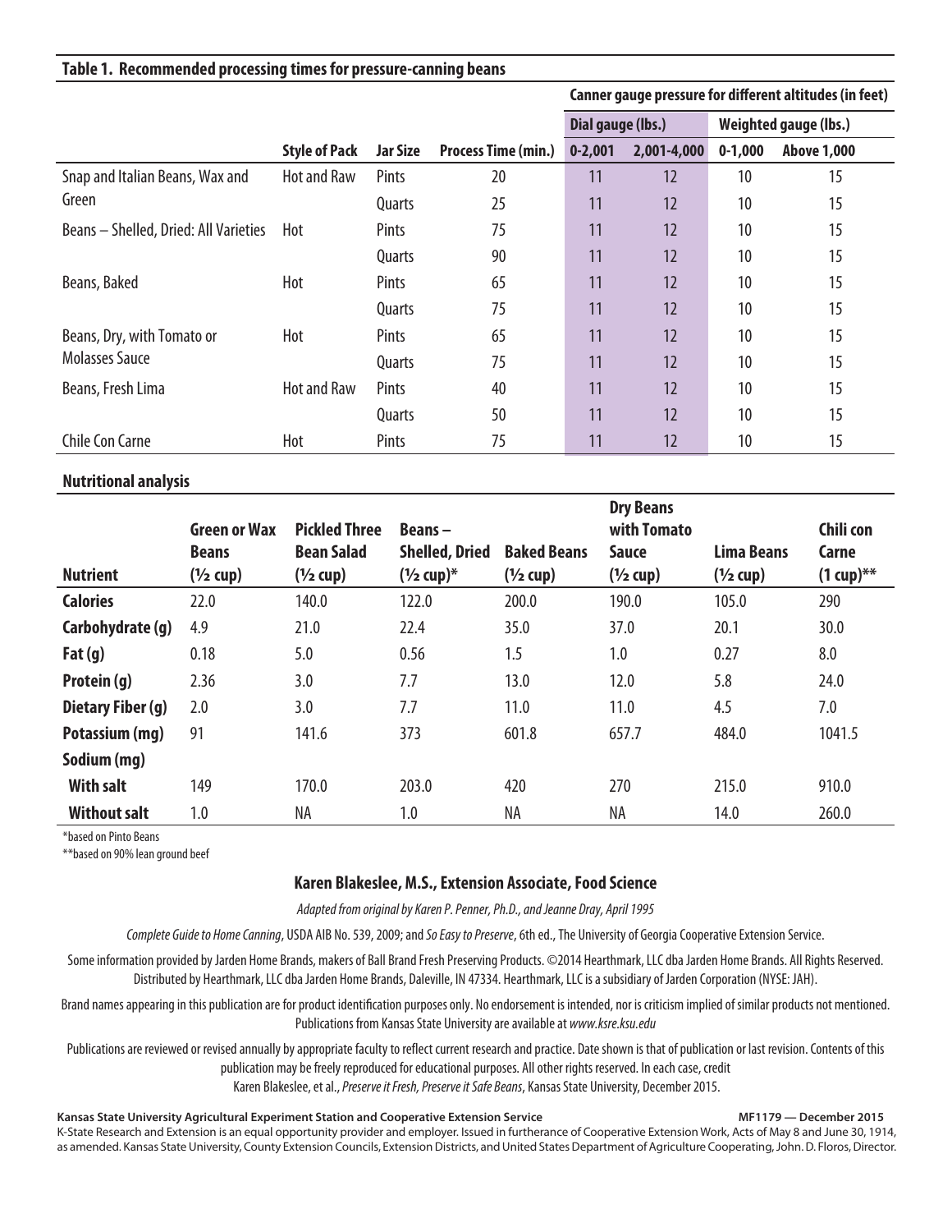**Table 1. Recommended processing times for pressure-canning beans**

| | | | | Canner gauge pressure for different altitudes (in feet) | | | |
|---|---|---|---|---|---|---|---|
| | | | | Dial gauge (lbs.) | | Weighted gauge (lbs.) | |
| | Style of Pack | Jar Size | Process Time (min.) | 0-2,001 | 2,001-4,000 | 0-1,000 | Above 1,000 |
| Snap and Italian Beans, Wax and Green | Hot and Raw | Pints | 20 | 11 | 12 | 10 | 15 |
| | | Quarts | 25 | 11 | 12 | 10 | 15 |
| Beans – Shelled, Dried: All Varieties | Hot | Pints | 75 | 11 | 12 | 10 | 15 |
| | | Quarts | 90 | 11 | 12 | 10 | 15 |
| Beans, Baked | Hot | Pints | 65 | 11 | 12 | 10 | 15 |
| | | Quarts | 75 | 11 | 12 | 10 | 15 |
| Beans, Dry, with Tomato or Molasses Sauce | Hot | Pints | 65 | 11 | 12 | 10 | 15 |
| | | Quarts | 75 | 11 | 12 | 10 | 15 |
| Beans, Fresh Lima | Hot and Raw | Pints | 40 | 11 | 12 | 10 | 15 |
| | | Quarts | 50 | 11 | 12 | 10 | 15 |
| Chile Con Carne | Hot | Pints | 75 | 11 | 12 | 10 | 15 |

**Nutritional analysis**

| Nutrient | Green or Wax Beans (½ cup) | Pickled Three Bean Salad (½ cup) | Beans – Shelled, Dried (½ cup)* | Baked Beans (½ cup) | Dry Beans with Tomato Sauce (½ cup) | Lima Beans (½ cup) | Chili con Carne (1 cup)** |
|---|---|---|---|---|---|---|---|
| **Calories** | 22.0 | 140.0 | 122.0 | 200.0 | 190.0 | 105.0 | 290 |
| **Carbohydrate (g)** | 4.9 | 21.0 | 22.4 | 35.0 | 37.0 | 20.1 | 30.0 |
| **Fat (g)** | 0.18 | 5.0 | 0.56 | 1.5 | 1.0 | 0.27 | 8.0 |
| **Protein (g)** | 2.36 | 3.0 | 7.7 | 13.0 | 12.0 | 5.8 | 24.0 |
| **Dietary Fiber (g)** | 2.0 | 3.0 | 7.7 | 11.0 | 11.0 | 4.5 | 7.0 |
| **Potassium (mg)** | 91 | 141.6 | 373 | 601.8 | 657.7 | 484.0 | 1041.5 |
| **Sodium (mg)** | | | | | | | |
| **With salt** | 149 | 170.0 | 203.0 | 420 | 270 | 215.0 | 910.0 |
| **Without salt** | 1.0 | NA | 1.0 | NA | NA | 14.0 | 260.0 |

*based on Pinto Beans

**based on 90% lean ground beef

**Karen Blakeslee, M.S., Extension Associate, Food Science**

*Adapted from original by Karen P. Penner, Ph.D., and Jeanne Dray, April 1995*

*Complete Guide to Home Canning*, USDA AIB No. 539, 2009; and *So Easy to Preserve*, 6th ed., The University of Georgia Cooperative Extension Service.

Some information provided by Jarden Home Brands, makers of Ball Brand Fresh Preserving Products. ©2014 Hearthmark, LLC dba Jarden Home Brands. All Rights Reserved. Distributed by Hearthmark, LLC dba Jarden Home Brands, Daleville, IN 47334. Hearthmark, LLC is a subsidiary of Jarden Corporation (NYSE: JAH).

Brand names appearing in this publication are for product identification purposes only. No endorsement is intended, nor is criticism implied of similar products not mentioned. Publications from Kansas State University are available at *www.ksre.ksu.edu*

Publications are reviewed or revised annually by appropriate faculty to reflect current research and practice. Date shown is that of publication or last revision. Contents of this publication may be freely reproduced for educational purposes. All other rights reserved. In each case, credit Karen Blakeslee, et al., *Preserve it Fresh, Preserve it Safe Beans*, Kansas State University, December 2015.

**Kansas State University Agricultural Experiment Station and Cooperative Extension Service** **MF1179 — December 2015**

K-State Research and Extension is an equal opportunity provider and employer. Issued in furtherance of Cooperative Extension Work, Acts of May 8 and June 30, 1914, as amended. Kansas State University, County Extension Councils, Extension Districts, and United States Department of Agriculture Cooperating, John. D. Floros, Director.